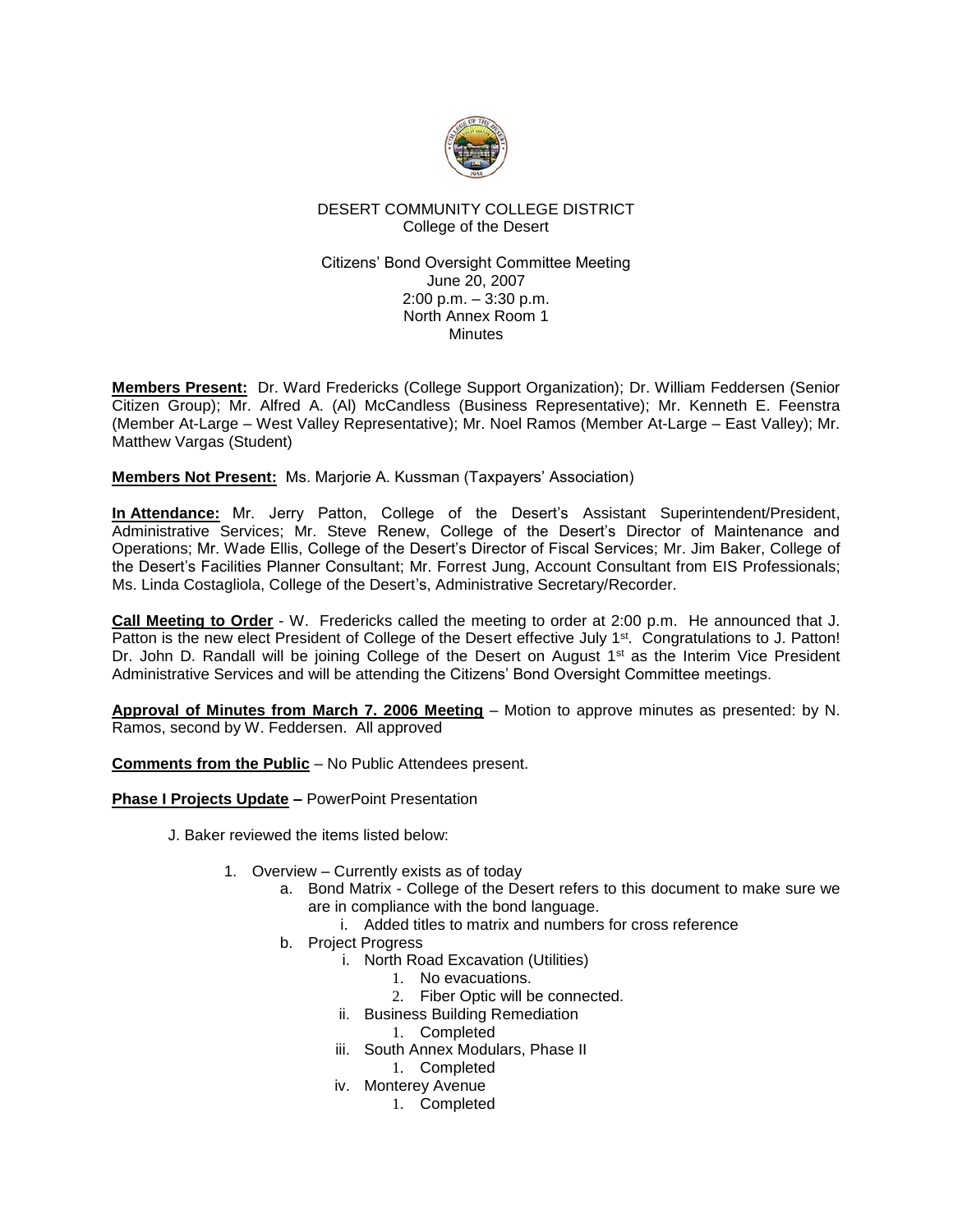DESERT COMMUNITY COLLEGE DISTRICT
College of the Desert

Citizens' Bond Oversight Committee Meeting
June 20, 2007
2:00 p.m. – 3:30 p.m.
North Annex Room 1
Minutes

**Members Present:** Dr. Ward Fredericks (College Support Organization); Dr. William Feddersen (Senior Citizen Group); Mr. Alfred A. (Al) McCandless (Business Representative); Mr. Kenneth E. Feenstra (Member At-Large – West Valley Representative); Mr. Noel Ramos (Member At-Large – East Valley); Mr. Matthew Vargas (Student)

**Members Not Present:** Ms. Marjorie A. Kussman (Taxpayers' Association)

**In Attendance:** Mr. Jerry Patton, College of the Desert's Assistant Superintendent/President, Administrative Services; Mr. Steve Renew, College of the Desert's Director of Maintenance and Operations; Mr. Wade Ellis, College of the Desert's Director of Fiscal Services; Mr. Jim Baker, College of the Desert's Facilities Planner Consultant; Mr. Forrest Jung, Account Consultant from EIS Professionals; Ms. Linda Costagliola, College of the Desert's, Administrative Secretary/Recorder.

**Call Meeting to Order** - W. Fredericks called the meeting to order at 2:00 p.m. He announced that J. Patton is the new elect President of College of the Desert effective July 1st. Congratulations to J. Patton! Dr. John D. Randall will be joining College of the Desert on August 1st as the Interim Vice President Administrative Services and will be attending the Citizens' Bond Oversight Committee meetings.

**Approval of Minutes from March 7. 2006 Meeting** – Motion to approve minutes as presented: by N. Ramos, second by W. Feddersen. All approved

**Comments from the Public** – No Public Attendees present.

**Phase I Projects Update –** PowerPoint Presentation

J. Baker reviewed the items listed below:

1. Overview – Currently exists as of today
   a. Bond Matrix - College of the Desert refers to this document to make sure we are in compliance with the bond language.
      i. Added titles to matrix and numbers for cross reference
   b. Project Progress
      i. North Road Excavation (Utilities)
         1. No evacuations.
         2. Fiber Optic will be connected.
      ii. Business Building Remediation
         1. Completed
      iii. South Annex Modulars, Phase II
         1. Completed
      iv. Monterey Avenue
         1. Completed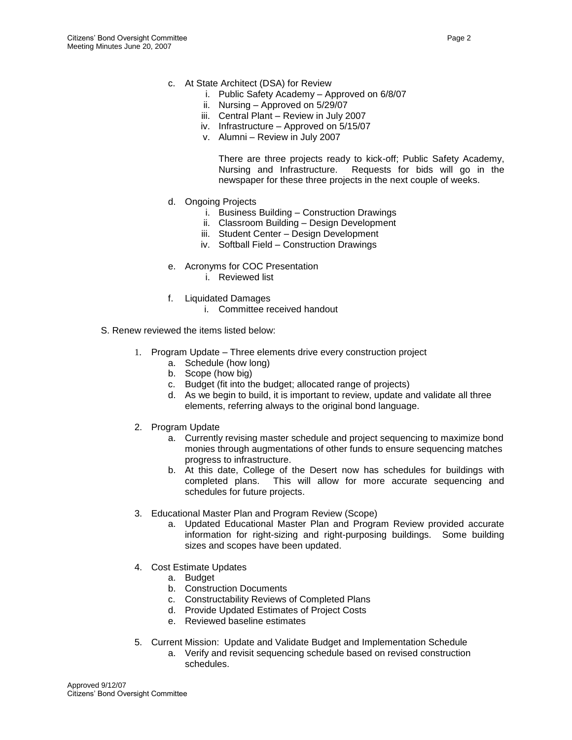c. At State Architect (DSA) for Review
    i. Public Safety Academy – Approved on 6/8/07
    ii. Nursing – Approved on 5/29/07
    iii. Central Plant – Review in July 2007
    iv. Infrastructure – Approved on 5/15/07
    v. Alumni – Review in July 2007

    There are three projects ready to kick-off; Public Safety Academy, Nursing and Infrastructure. Requests for bids will go in the newspaper for these three projects in the next couple of weeks.

d. Ongoing Projects
    i. Business Building – Construction Drawings
    ii. Classroom Building – Design Development
    iii. Student Center – Design Development
    iv. Softball Field – Construction Drawings

e. Acronyms for COC Presentation
    i. Reviewed list

f. Liquidated Damages
    i. Committee received handout

S. Renew reviewed the items listed below:

1. Program Update – Three elements drive every construction project
    a. Schedule (how long)
    b. Scope (how big)
    c. Budget (fit into the budget; allocated range of projects)
    d. As we begin to build, it is important to review, update and validate all three elements, referring always to the original bond language.

2. Program Update
    a. Currently revising master schedule and project sequencing to maximize bond monies through augmentations of other funds to ensure sequencing matches progress to infrastructure.
    b. At this date, College of the Desert now has schedules for buildings with completed plans. This will allow for more accurate sequencing and schedules for future projects.

3. Educational Master Plan and Program Review (Scope)
    a. Updated Educational Master Plan and Program Review provided accurate information for right-sizing and right-purposing buildings. Some building sizes and scopes have been updated.

4. Cost Estimate Updates
    a. Budget
    b. Construction Documents
    c. Constructability Reviews of Completed Plans
    d. Provide Updated Estimates of Project Costs
    e. Reviewed baseline estimates

5. Current Mission: Update and Validate Budget and Implementation Schedule
    a. Verify and revisit sequencing schedule based on revised construction schedules.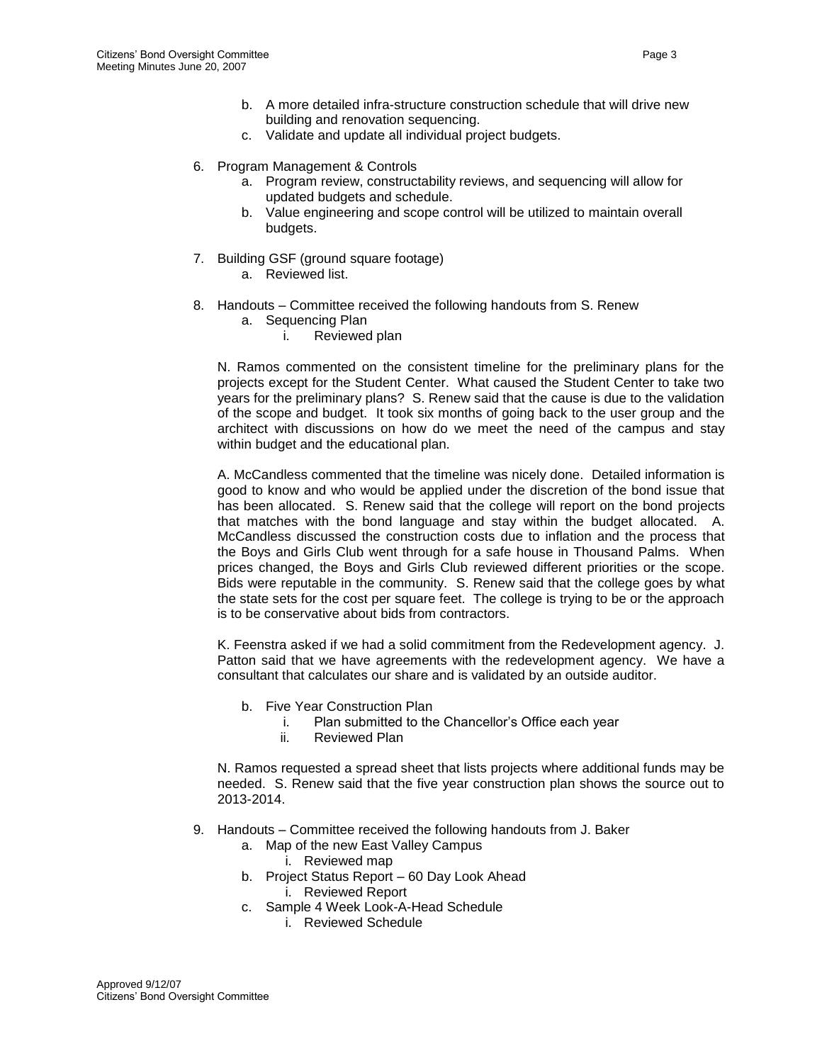b. A more detailed infra-structure construction schedule that will drive new building and renovation sequencing.
   c. Validate and update all individual project budgets.

6. Program Management & Controls
   a. Program review, constructability reviews, and sequencing will allow for updated budgets and schedule.
   b. Value engineering and scope control will be utilized to maintain overall budgets.

7. Building GSF (ground square footage)
   a. Reviewed list.

8. Handouts – Committee received the following handouts from S. Renew
   a. Sequencing Plan
      i. Reviewed plan

   N. Ramos commented on the consistent timeline for the preliminary plans for the projects except for the Student Center. What caused the Student Center to take two years for the preliminary plans? S. Renew said that the cause is due to the validation of the scope and budget. It took six months of going back to the user group and the architect with discussions on how do we meet the need of the campus and stay within budget and the educational plan.

   A. McCandless commented that the timeline was nicely done. Detailed information is good to know and who would be applied under the discretion of the bond issue that has been allocated. S. Renew said that the college will report on the bond projects that matches with the bond language and stay within the budget allocated. A. McCandless discussed the construction costs due to inflation and the process that the Boys and Girls Club went through for a safe house in Thousand Palms. When prices changed, the Boys and Girls Club reviewed different priorities or the scope. Bids were reputable in the community. S. Renew said that the college goes by what the state sets for the cost per square feet. The college is trying to be or the approach is to be conservative about bids from contractors.

   K. Feenstra asked if we had a solid commitment from the Redevelopment agency. J. Patton said that we have agreements with the redevelopment agency. We have a consultant that calculates our share and is validated by an outside auditor.

   b. Five Year Construction Plan
      i. Plan submitted to the Chancellor's Office each year
      ii. Reviewed Plan

   N. Ramos requested a spread sheet that lists projects where additional funds may be needed. S. Renew said that the five year construction plan shows the source out to 2013-2014.

9. Handouts – Committee received the following handouts from J. Baker
   a. Map of the new East Valley Campus
      i. Reviewed map
   b. Project Status Report – 60 Day Look Ahead
      i. Reviewed Report
   c. Sample 4 Week Look-A-Head Schedule
      i. Reviewed Schedule

Approved 9/12/07
Citizens' Bond Oversight Committee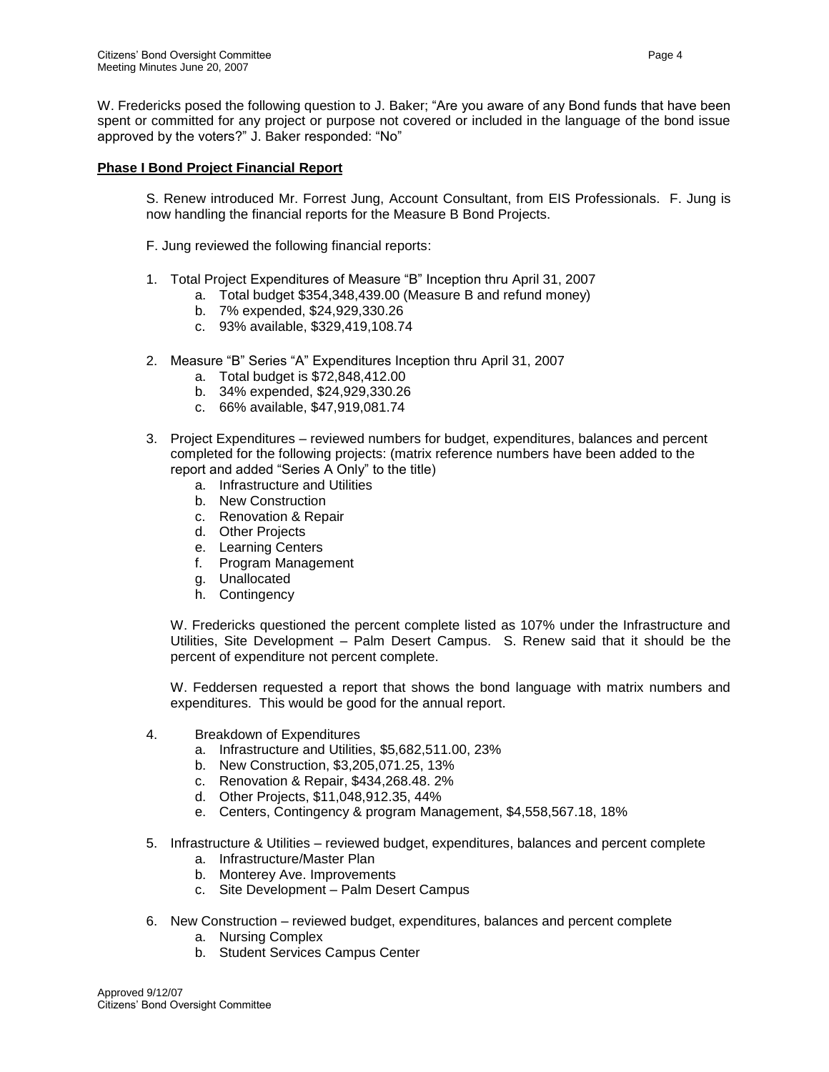W. Fredericks posed the following question to J. Baker; "Are you aware of any Bond funds that have been spent or committed for any project or purpose not covered or included in the language of the bond issue approved by the voters?" J. Baker responded: "No"

**Phase I Bond Project Financial Report**

S. Renew introduced Mr. Forrest Jung, Account Consultant, from EIS Professionals. F. Jung is now handling the financial reports for the Measure B Bond Projects.

F. Jung reviewed the following financial reports:

1. Total Project Expenditures of Measure "B" Inception thru April 31, 2007
   a. Total budget $354,348,439.00 (Measure B and refund money)
   b. 7% expended, $24,929,330.26
   c. 93% available, $329,419,108.74

2. Measure "B" Series "A" Expenditures Inception thru April 31, 2007
   a. Total budget is $72,848,412.00
   b. 34% expended, $24,929,330.26
   c. 66% available, $47,919,081.74

3. Project Expenditures – reviewed numbers for budget, expenditures, balances and percent completed for the following projects: (matrix reference numbers have been added to the report and added "Series A Only" to the title)
   a. Infrastructure and Utilities
   b. New Construction
   c. Renovation & Repair
   d. Other Projects
   e. Learning Centers
   f. Program Management
   g. Unallocated
   h. Contingency

   W. Fredericks questioned the percent complete listed as 107% under the Infrastructure and Utilities, Site Development – Palm Desert Campus. S. Renew said that it should be the percent of expenditure not percent complete.

   W. Feddersen requested a report that shows the bond language with matrix numbers and expenditures. This would be good for the annual report.

4. Breakdown of Expenditures
   a. Infrastructure and Utilities, $5,682,511.00, 23%
   b. New Construction, $3,205,071.25, 13%
   c. Renovation & Repair, $434,268.48. 2%
   d. Other Projects, $11,048,912.35, 44%
   e. Centers, Contingency & program Management, $4,558,567.18, 18%

5. Infrastructure & Utilities – reviewed budget, expenditures, balances and percent complete
   a. Infrastructure/Master Plan
   b. Monterey Ave. Improvements
   c. Site Development – Palm Desert Campus

6. New Construction – reviewed budget, expenditures, balances and percent complete
   a. Nursing Complex
   b. Student Services Campus Center

Approved 9/12/07
Citizens' Bond Oversight Committee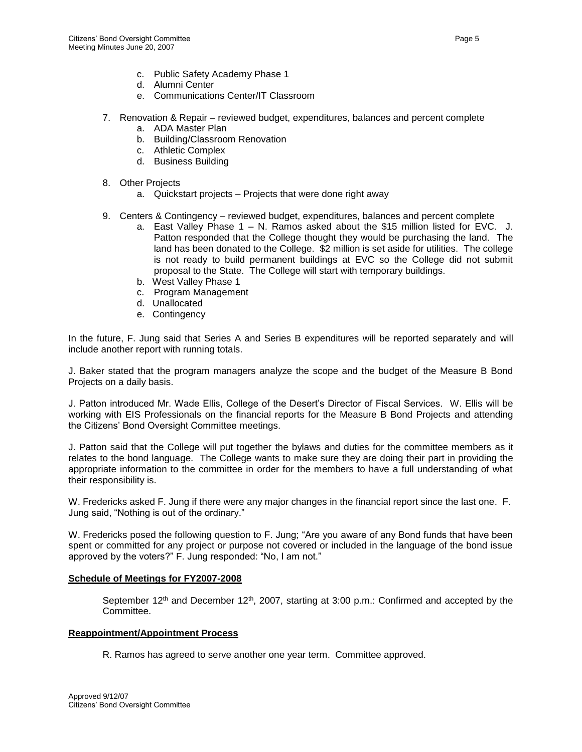c. Public Safety Academy Phase 1
   d. Alumni Center
   e. Communications Center/IT Classroom

7. Renovation & Repair – reviewed budget, expenditures, balances and percent complete
   a. ADA Master Plan
   b. Building/Classroom Renovation
   c. Athletic Complex
   d. Business Building

8. Other Projects
   a. Quickstart projects – Projects that were done right away

9. Centers & Contingency – reviewed budget, expenditures, balances and percent complete
   a. East Valley Phase 1 – N. Ramos asked about the $15 million listed for EVC. J. Patton responded that the College thought they would be purchasing the land. The land has been donated to the College. $2 million is set aside for utilities. The college is not ready to build permanent buildings at EVC so the College did not submit proposal to the State. The College will start with temporary buildings.
   b. West Valley Phase 1
   c. Program Management
   d. Unallocated
   e. Contingency

In the future, F. Jung said that Series A and Series B expenditures will be reported separately and will include another report with running totals.

J. Baker stated that the program managers analyze the scope and the budget of the Measure B Bond Projects on a daily basis.

J. Patton introduced Mr. Wade Ellis, College of the Desert's Director of Fiscal Services. W. Ellis will be working with EIS Professionals on the financial reports for the Measure B Bond Projects and attending the Citizens' Bond Oversight Committee meetings.

J. Patton said that the College will put together the bylaws and duties for the committee members as it relates to the bond language. The College wants to make sure they are doing their part in providing the appropriate information to the committee in order for the members to have a full understanding of what their responsibility is.

W. Fredericks asked F. Jung if there were any major changes in the financial report since the last one. F. Jung said, "Nothing is out of the ordinary."

W. Fredericks posed the following question to F. Jung; "Are you aware of any Bond funds that have been spent or committed for any project or purpose not covered or included in the language of the bond issue approved by the voters?" F. Jung responded: "No, I am not."

**Schedule of Meetings for FY2007-2008**

September 12th and December 12th, 2007, starting at 3:00 p.m.: Confirmed and accepted by the Committee.

**Reappointment/Appointment Process**

R. Ramos has agreed to serve another one year term. Committee approved.

Approved 9/12/07
Citizens' Bond Oversight Committee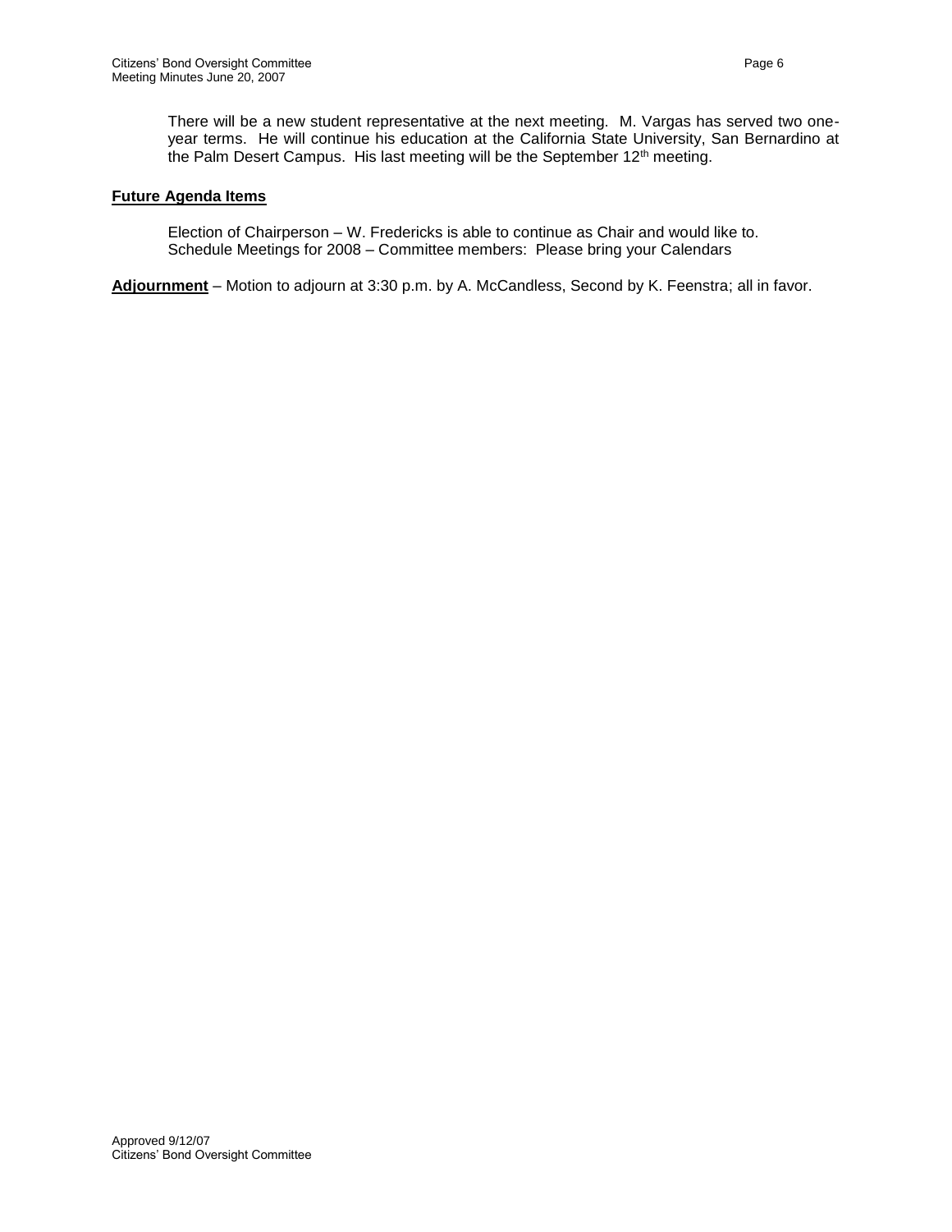There will be a new student representative at the next meeting. M. Vargas has served two one-year terms. He will continue his education at the California State University, San Bernardino at the Palm Desert Campus. His last meeting will be the September 12th meeting.

**Future Agenda Items**

Election of Chairperson – W. Fredericks is able to continue as Chair and would like to.
Schedule Meetings for 2008 – Committee members: Please bring your Calendars

**Adjournment** – Motion to adjourn at 3:30 p.m. by A. McCandless, Second by K. Feenstra; all in favor.

Approved 9/12/07
Citizens' Bond Oversight Committee